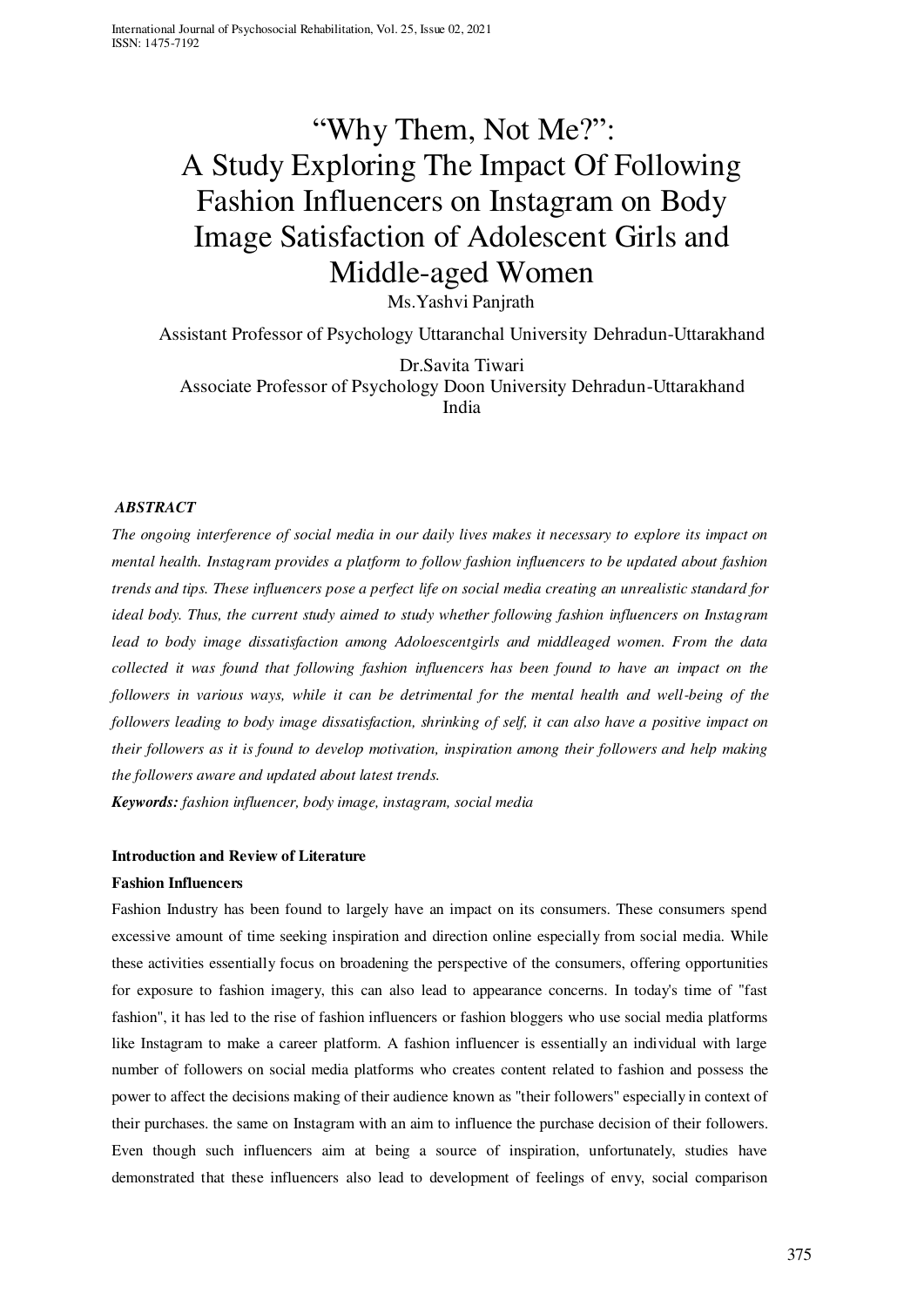# "Why Them, Not Me?": A Study Exploring The Impact Of Following Fashion Influencers on Instagram on Body Image Satisfaction of Adolescent Girls and Middle-aged Women

Ms.Yashvi Panjrath

Assistant Professor of Psychology Uttaranchal University Dehradun-Uttarakhand

Dr.Savita Tiwari

Associate Professor of Psychology Doon University Dehradun-Uttarakhand India

***ABSTRACT***

*The ongoing interference of social media in our daily lives makes it necessary to explore its impact on mental health. Instagram provides a platform to follow fashion influencers to be updated about fashion trends and tips. These influencers pose a perfect life on social media creating an unrealistic standard for ideal body. Thus, the current study aimed to study whether following fashion influencers on Instagram lead to body image dissatisfaction among Adoloescentgirls and middleaged women. From the data collected it was found that following fashion influencers has been found to have an impact on the followers in various ways, while it can be detrimental for the mental health and well-being of the followers leading to body image dissatisfaction, shrinking of self, it can also have a positive impact on their followers as it is found to develop motivation, inspiration among their followers and help making the followers aware and updated about latest trends.*

***Keywords:*** *fashion influencer, body image, instagram, social media*

## Introduction and Review of Literature

### Fashion Influencers

Fashion Industry has been found to largely have an impact on its consumers. These consumers spend excessive amount of time seeking inspiration and direction online especially from social media. While these activities essentially focus on broadening the perspective of the consumers, offering opportunities for exposure to fashion imagery, this can also lead to appearance concerns. In today's time of "fast fashion", it has led to the rise of fashion influencers or fashion bloggers who use social media platforms like Instagram to make a career platform. A fashion influencer is essentially an individual with large number of followers on social media platforms who creates content related to fashion and possess the power to affect the decisions making of their audience known as "their followers" especially in context of their purchases. the same on Instagram with an aim to influence the purchase decision of their followers. Even though such influencers aim at being a source of inspiration, unfortunately, studies have demonstrated that these influencers also lead to development of feelings of envy, social comparison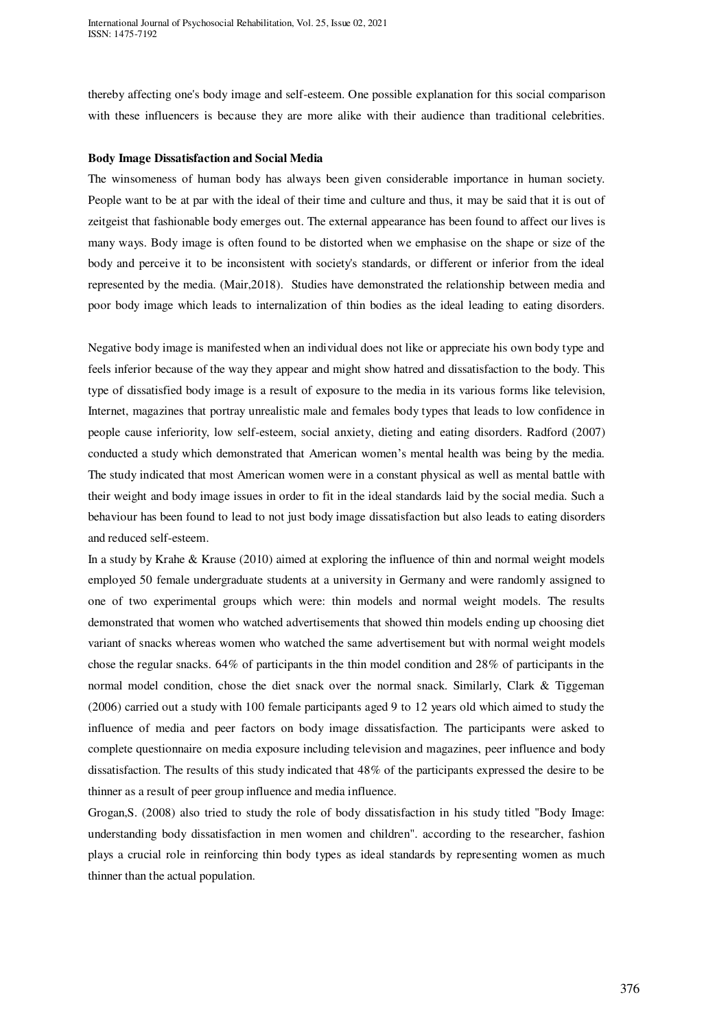thereby affecting one's body image and self-esteem. One possible explanation for this social comparison with these influencers is because they are more alike with their audience than traditional celebrities.

**Body Image Dissatisfaction and Social Media**

The winsomeness of human body has always been given considerable importance in human society. People want to be at par with the ideal of their time and culture and thus, it may be said that it is out of zeitgeist that fashionable body emerges out. The external appearance has been found to affect our lives is many ways. Body image is often found to be distorted when we emphasise on the shape or size of the body and perceive it to be inconsistent with society's standards, or different or inferior from the ideal represented by the media. (Mair,2018). Studies have demonstrated the relationship between media and poor body image which leads to internalization of thin bodies as the ideal leading to eating disorders.

Negative body image is manifested when an individual does not like or appreciate his own body type and feels inferior because of the way they appear and might show hatred and dissatisfaction to the body. This type of dissatisfied body image is a result of exposure to the media in its various forms like television, Internet, magazines that portray unrealistic male and females body types that leads to low confidence in people cause inferiority, low self-esteem, social anxiety, dieting and eating disorders. Radford (2007) conducted a study which demonstrated that American women's mental health was being by the media. The study indicated that most American women were in a constant physical as well as mental battle with their weight and body image issues in order to fit in the ideal standards laid by the social media. Such a behaviour has been found to lead to not just body image dissatisfaction but also leads to eating disorders and reduced self-esteem.

In a study by Krahe & Krause (2010) aimed at exploring the influence of thin and normal weight models employed 50 female undergraduate students at a university in Germany and were randomly assigned to one of two experimental groups which were: thin models and normal weight models. The results demonstrated that women who watched advertisements that showed thin models ending up choosing diet variant of snacks whereas women who watched the same advertisement but with normal weight models chose the regular snacks. 64% of participants in the thin model condition and 28% of participants in the normal model condition, chose the diet snack over the normal snack. Similarly, Clark & Tiggeman (2006) carried out a study with 100 female participants aged 9 to 12 years old which aimed to study the influence of media and peer factors on body image dissatisfaction. The participants were asked to complete questionnaire on media exposure including television and magazines, peer influence and body dissatisfaction. The results of this study indicated that 48% of the participants expressed the desire to be thinner as a result of peer group influence and media influence.

Grogan,S. (2008) also tried to study the role of body dissatisfaction in his study titled "Body Image: understanding body dissatisfaction in men women and children". according to the researcher, fashion plays a crucial role in reinforcing thin body types as ideal standards by representing women as much thinner than the actual population.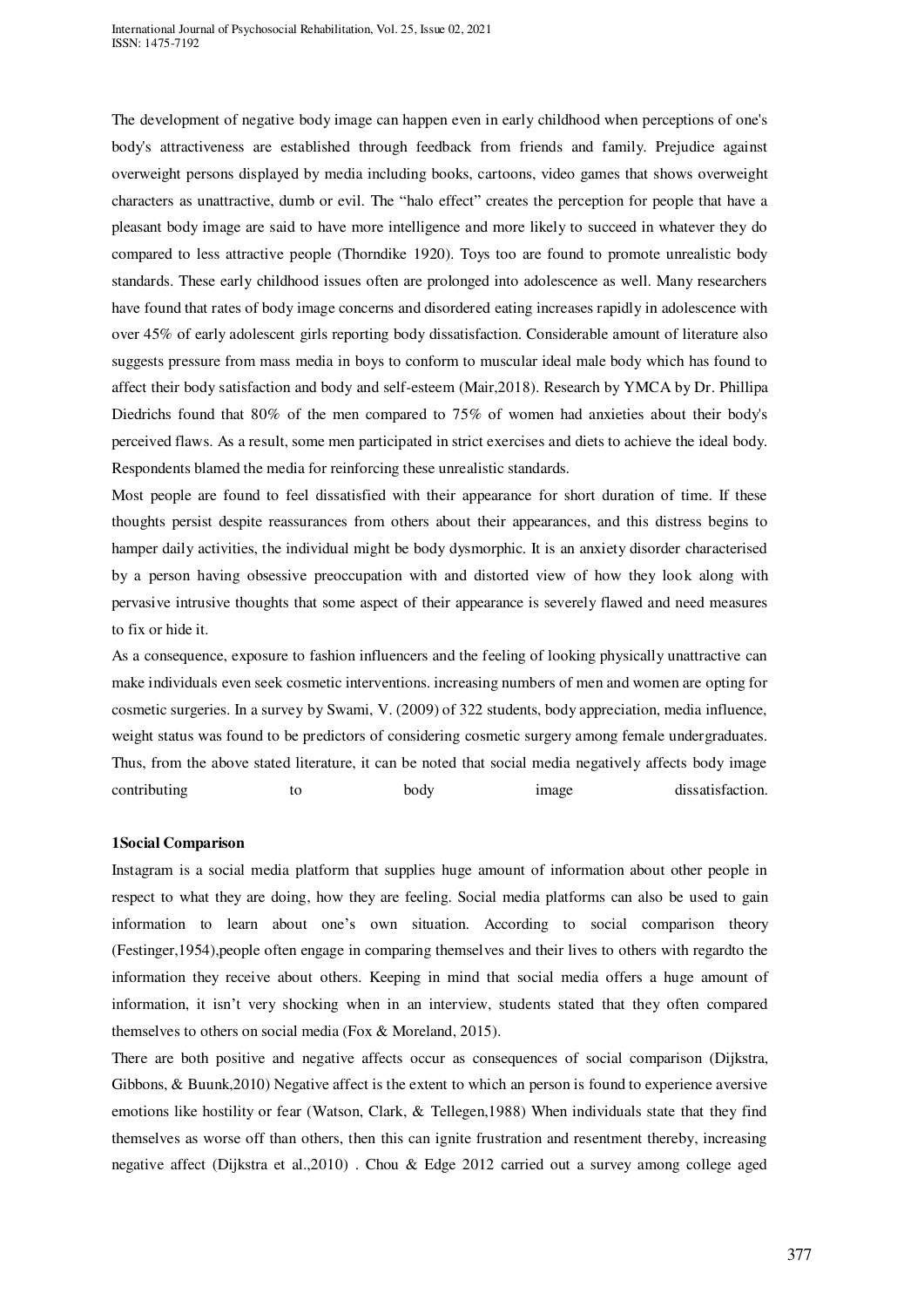The development of negative body image can happen even in early childhood when perceptions of one's body's attractiveness are established through feedback from friends and family. Prejudice against overweight persons displayed by media including books, cartoons, video games that shows overweight characters as unattractive, dumb or evil. The “halo effect” creates the perception for people that have a pleasant body image are said to have more intelligence and more likely to succeed in whatever they do compared to less attractive people (Thorndike 1920). Toys too are found to promote unrealistic body standards. These early childhood issues often are prolonged into adolescence as well. Many researchers have found that rates of body image concerns and disordered eating increases rapidly in adolescence with over 45% of early adolescent girls reporting body dissatisfaction. Considerable amount of literature also suggests pressure from mass media in boys to conform to muscular ideal male body which has found to affect their body satisfaction and body and self-esteem (Mair,2018). Research by YMCA by Dr. Phillipa Diedrichs found that 80% of the men compared to 75% of women had anxieties about their body's perceived flaws. As a result, some men participated in strict exercises and diets to achieve the ideal body. Respondents blamed the media for reinforcing these unrealistic standards.

Most people are found to feel dissatisfied with their appearance for short duration of time. If these thoughts persist despite reassurances from others about their appearances, and this distress begins to hamper daily activities, the individual might be body dysmorphic. It is an anxiety disorder characterised by a person having obsessive preoccupation with and distorted view of how they look along with pervasive intrusive thoughts that some aspect of their appearance is severely flawed and need measures to fix or hide it.

As a consequence, exposure to fashion influencers and the feeling of looking physically unattractive can make individuals even seek cosmetic interventions. increasing numbers of men and women are opting for cosmetic surgeries. In a survey by Swami, V. (2009) of 322 students, body appreciation, media influence, weight status was found to be predictors of considering cosmetic surgery among female undergraduates. Thus, from the above stated literature, it can be noted that social media negatively affects body image contributing to body image dissatisfaction.

**1Social Comparison**

Instagram is a social media platform that supplies huge amount of information about other people in respect to what they are doing, how they are feeling. Social media platforms can also be used to gain information to learn about one’s own situation. According to social comparison theory (Festinger,1954),people often engage in comparing themselves and their lives to others with regardto the information they receive about others. Keeping in mind that social media offers a huge amount of information, it isn’t very shocking when in an interview, students stated that they often compared themselves to others on social media (Fox & Moreland, 2015).

There are both positive and negative affects occur as consequences of social comparison (Dijkstra, Gibbons, & Buunk,2010) Negative affect is the extent to which an person is found to experience aversive emotions like hostility or fear (Watson, Clark, & Tellegen,1988) When individuals state that they find themselves as worse off than others, then this can ignite frustration and resentment thereby, increasing negative affect (Dijkstra et al.,2010) . Chou & Edge 2012 carried out a survey among college aged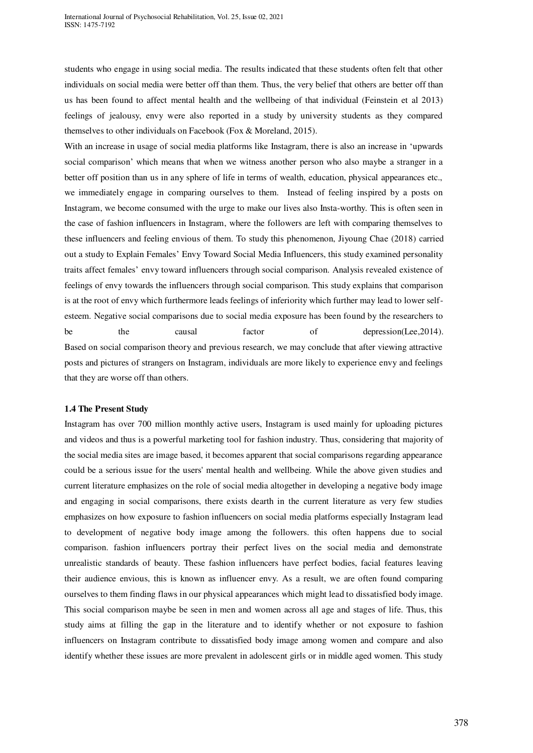students who engage in using social media. The results indicated that these students often felt that other individuals on social media were better off than them. Thus, the very belief that others are better off than us has been found to affect mental health and the wellbeing of that individual (Feinstein et al 2013) feelings of jealousy, envy were also reported in a study by university students as they compared themselves to other individuals on Facebook (Fox & Moreland, 2015).

With an increase in usage of social media platforms like Instagram, there is also an increase in 'upwards social comparison' which means that when we witness another person who also maybe a stranger in a better off position than us in any sphere of life in terms of wealth, education, physical appearances etc., we immediately engage in comparing ourselves to them. Instead of feeling inspired by a posts on Instagram, we become consumed with the urge to make our lives also Insta-worthy. This is often seen in the case of fashion influencers in Instagram, where the followers are left with comparing themselves to these influencers and feeling envious of them. To study this phenomenon, Jiyoung Chae (2018) carried out a study to Explain Females' Envy Toward Social Media Influencers, this study examined personality traits affect females' envy toward influencers through social comparison. Analysis revealed existence of feelings of envy towards the influencers through social comparison. This study explains that comparison is at the root of envy which furthermore leads feelings of inferiority which further may lead to lower self-esteem. Negative social comparisons due to social media exposure has been found by the researchers to be the causal factor of depression(Lee,2014).

Based on social comparison theory and previous research, we may conclude that after viewing attractive posts and pictures of strangers on Instagram, individuals are more likely to experience envy and feelings that they are worse off than others.

### 1.4 The Present Study

Instagram has over 700 million monthly active users, Instagram is used mainly for uploading pictures and videos and thus is a powerful marketing tool for fashion industry. Thus, considering that majority of the social media sites are image based, it becomes apparent that social comparisons regarding appearance could be a serious issue for the users' mental health and wellbeing. While the above given studies and current literature emphasizes on the role of social media altogether in developing a negative body image and engaging in social comparisons, there exists dearth in the current literature as very few studies emphasizes on how exposure to fashion influencers on social media platforms especially Instagram lead to development of negative body image among the followers. this often happens due to social comparison. fashion influencers portray their perfect lives on the social media and demonstrate unrealistic standards of beauty. These fashion influencers have perfect bodies, facial features leaving their audience envious, this is known as influencer envy. As a result, we are often found comparing ourselves to them finding flaws in our physical appearances which might lead to dissatisfied body image. This social comparison maybe be seen in men and women across all age and stages of life. Thus, this study aims at filling the gap in the literature and to identify whether or not exposure to fashion influencers on Instagram contribute to dissatisfied body image among women and compare and also identify whether these issues are more prevalent in adolescent girls or in middle aged women. This study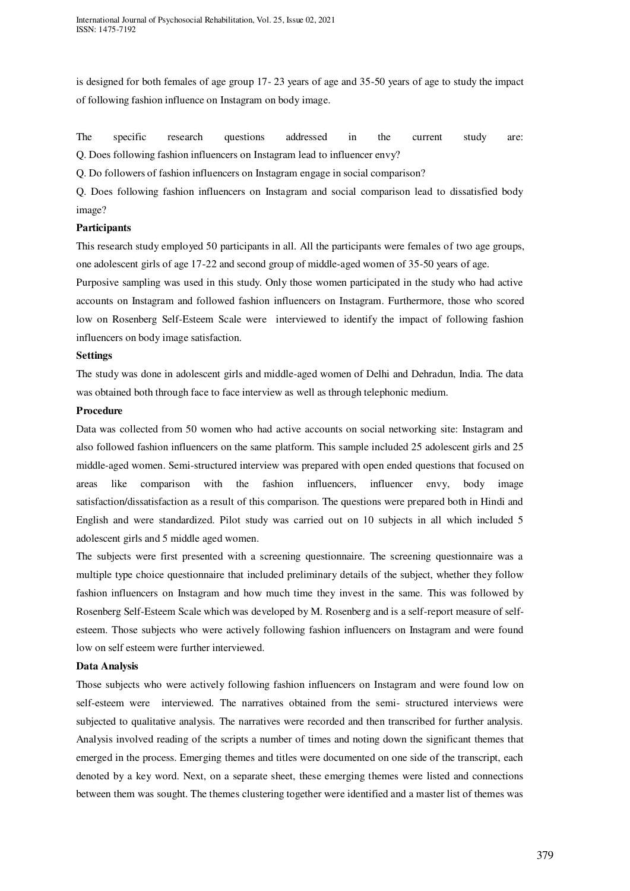is designed for both females of age group 17- 23 years of age and 35-50 years of age to study the impact of following fashion influence on Instagram on body image.

The specific research questions addressed in the current study are:
Q. Does following fashion influencers on Instagram lead to influencer envy?

Q. Do followers of fashion influencers on Instagram engage in social comparison?

Q. Does following fashion influencers on Instagram and social comparison lead to dissatisfied body image?

**Participants**

This research study employed 50 participants in all. All the participants were females of two age groups, one adolescent girls of age 17-22 and second group of middle-aged women of 35-50 years of age.

Purposive sampling was used in this study. Only those women participated in the study who had active accounts on Instagram and followed fashion influencers on Instagram. Furthermore, those who scored low on Rosenberg Self-Esteem Scale were interviewed to identify the impact of following fashion influencers on body image satisfaction.

**Settings**

The study was done in adolescent girls and middle-aged women of Delhi and Dehradun, India. The data was obtained both through face to face interview as well as through telephonic medium.

**Procedure**

Data was collected from 50 women who had active accounts on social networking site: Instagram and also followed fashion influencers on the same platform. This sample included 25 adolescent girls and 25 middle-aged women. Semi-structured interview was prepared with open ended questions that focused on areas like comparison with the fashion influencers, influencer envy, body image satisfaction/dissatisfaction as a result of this comparison. The questions were prepared both in Hindi and English and were standardized. Pilot study was carried out on 10 subjects in all which included 5 adolescent girls and 5 middle aged women.

The subjects were first presented with a screening questionnaire. The screening questionnaire was a multiple type choice questionnaire that included preliminary details of the subject, whether they follow fashion influencers on Instagram and how much time they invest in the same. This was followed by Rosenberg Self-Esteem Scale which was developed by M. Rosenberg and is a self-report measure of self-esteem. Those subjects who were actively following fashion influencers on Instagram and were found low on self esteem were further interviewed.

**Data Analysis**

Those subjects who were actively following fashion influencers on Instagram and were found low on self-esteem were interviewed. The narratives obtained from the semi- structured interviews were subjected to qualitative analysis. The narratives were recorded and then transcribed for further analysis. Analysis involved reading of the scripts a number of times and noting down the significant themes that emerged in the process. Emerging themes and titles were documented on one side of the transcript, each denoted by a key word. Next, on a separate sheet, these emerging themes were listed and connections between them was sought. The themes clustering together were identified and a master list of themes was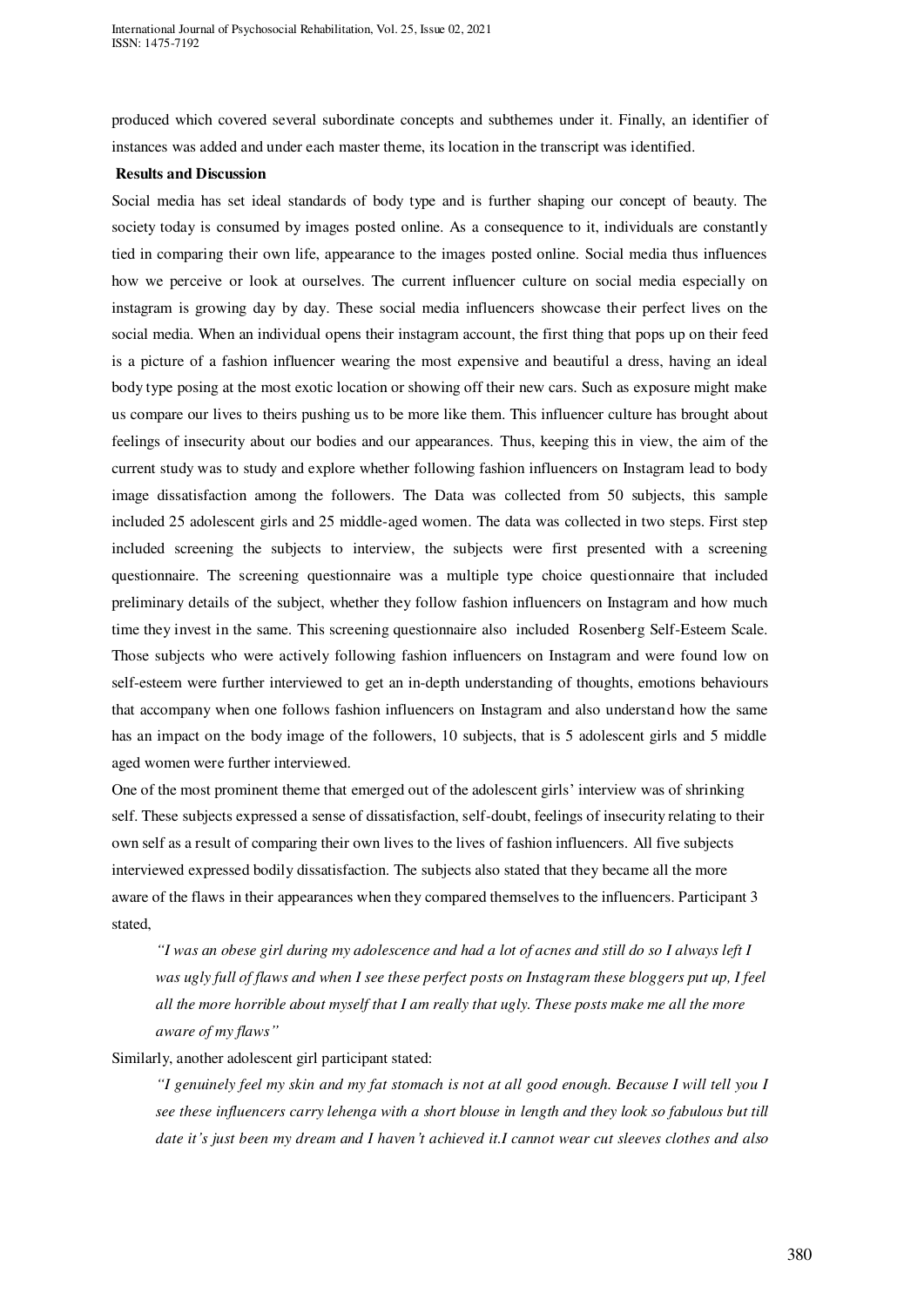produced which covered several subordinate concepts and subthemes under it. Finally, an identifier of instances was added and under each master theme, its location in the transcript was identified.

**Results and Discussion**

Social media has set ideal standards of body type and is further shaping our concept of beauty. The society today is consumed by images posted online. As a consequence to it, individuals are constantly tied in comparing their own life, appearance to the images posted online. Social media thus influences how we perceive or look at ourselves. The current influencer culture on social media especially on instagram is growing day by day. These social media influencers showcase their perfect lives on the social media. When an individual opens their instagram account, the first thing that pops up on their feed is a picture of a fashion influencer wearing the most expensive and beautiful a dress, having an ideal body type posing at the most exotic location or showing off their new cars. Such as exposure might make us compare our lives to theirs pushing us to be more like them. This influencer culture has brought about feelings of insecurity about our bodies and our appearances. Thus, keeping this in view, the aim of the current study was to study and explore whether following fashion influencers on Instagram lead to body image dissatisfaction among the followers. The Data was collected from 50 subjects, this sample included 25 adolescent girls and 25 middle-aged women. The data was collected in two steps. First step included screening the subjects to interview, the subjects were first presented with a screening questionnaire. The screening questionnaire was a multiple type choice questionnaire that included preliminary details of the subject, whether they follow fashion influencers on Instagram and how much time they invest in the same. This screening questionnaire also included Rosenberg Self-Esteem Scale. Those subjects who were actively following fashion influencers on Instagram and were found low on self-esteem were further interviewed to get an in-depth understanding of thoughts, emotions behaviours that accompany when one follows fashion influencers on Instagram and also understand how the same has an impact on the body image of the followers, 10 subjects, that is 5 adolescent girls and 5 middle aged women were further interviewed.

One of the most prominent theme that emerged out of the adolescent girls' interview was of shrinking self. These subjects expressed a sense of dissatisfaction, self-doubt, feelings of insecurity relating to their own self as a result of comparing their own lives to the lives of fashion influencers. All five subjects interviewed expressed bodily dissatisfaction. The subjects also stated that they became all the more aware of the flaws in their appearances when they compared themselves to the influencers. Participant 3 stated,

> *"I was an obese girl during my adolescence and had a lot of acnes and still do so I always left I was ugly full of flaws and when I see these perfect posts on Instagram these bloggers put up, I feel all the more horrible about myself that I am really that ugly. These posts make me all the more aware of my flaws"*

Similarly, another adolescent girl participant stated:

> *"I genuinely feel my skin and my fat stomach is not at all good enough. Because I will tell you I see these influencers carry lehenga with a short blouse in length and they look so fabulous but till date it's just been my dream and I haven't achieved it.I cannot wear cut sleeves clothes and also*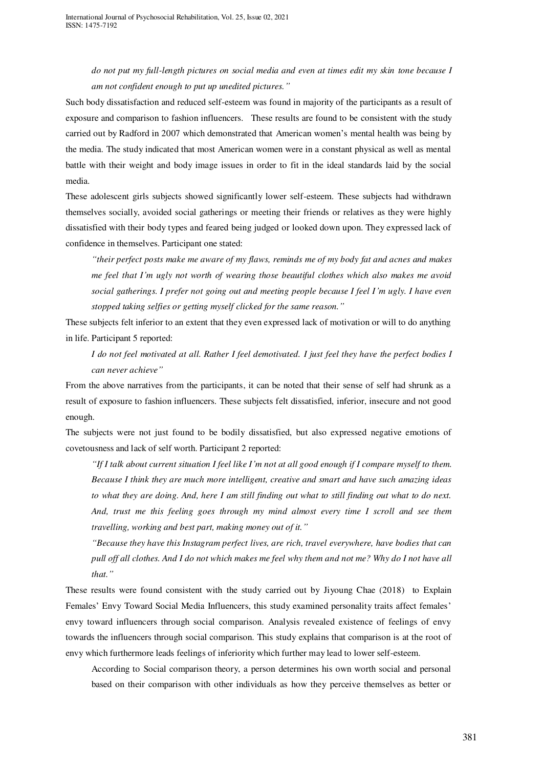*do not put my full-length pictures on social media and even at times edit my skin tone because I am not confident enough to put up unedited pictures."*

Such body dissatisfaction and reduced self-esteem was found in majority of the participants as a result of exposure and comparison to fashion influencers. These results are found to be consistent with the study carried out by Radford in 2007 which demonstrated that American women's mental health was being by the media. The study indicated that most American women were in a constant physical as well as mental battle with their weight and body image issues in order to fit in the ideal standards laid by the social media.

These adolescent girls subjects showed significantly lower self-esteem. These subjects had withdrawn themselves socially, avoided social gatherings or meeting their friends or relatives as they were highly dissatisfied with their body types and feared being judged or looked down upon. They expressed lack of confidence in themselves. Participant one stated:

> *"their perfect posts make me aware of my flaws, reminds me of my body fat and acnes and makes me feel that I'm ugly not worth of wearing those beautiful clothes which also makes me avoid social gatherings. I prefer not going out and meeting people because I feel I'm ugly. I have even stopped taking selfies or getting myself clicked for the same reason."*

These subjects felt inferior to an extent that they even expressed lack of motivation or will to do anything in life. Participant 5 reported:

> *I do not feel motivated at all. Rather I feel demotivated. I just feel they have the perfect bodies I can never achieve"*

From the above narratives from the participants, it can be noted that their sense of self had shrunk as a result of exposure to fashion influencers. These subjects felt dissatisfied, inferior, insecure and not good enough.

The subjects were not just found to be bodily dissatisfied, but also expressed negative emotions of covetousness and lack of self worth. Participant 2 reported:

> *"If I talk about current situation I feel like I'm not at all good enough if I compare myself to them. Because I think they are much more intelligent, creative and smart and have such amazing ideas to what they are doing. And, here I am still finding out what to still finding out what to do next. And, trust me this feeling goes through my mind almost every time I scroll and see them travelling, working and best part, making money out of it."*
>
> *"Because they have this Instagram perfect lives, are rich, travel everywhere, have bodies that can pull off all clothes. And I do not which makes me feel why them and not me? Why do I not have all that."*

These results were found consistent with the study carried out by Jiyoung Chae (2018) to Explain Females' Envy Toward Social Media Influencers, this study examined personality traits affect females' envy toward influencers through social comparison. Analysis revealed existence of feelings of envy towards the influencers through social comparison. This study explains that comparison is at the root of envy which furthermore leads feelings of inferiority which further may lead to lower self-esteem.

According to Social comparison theory, a person determines his own worth social and personal based on their comparison with other individuals as how they perceive themselves as better or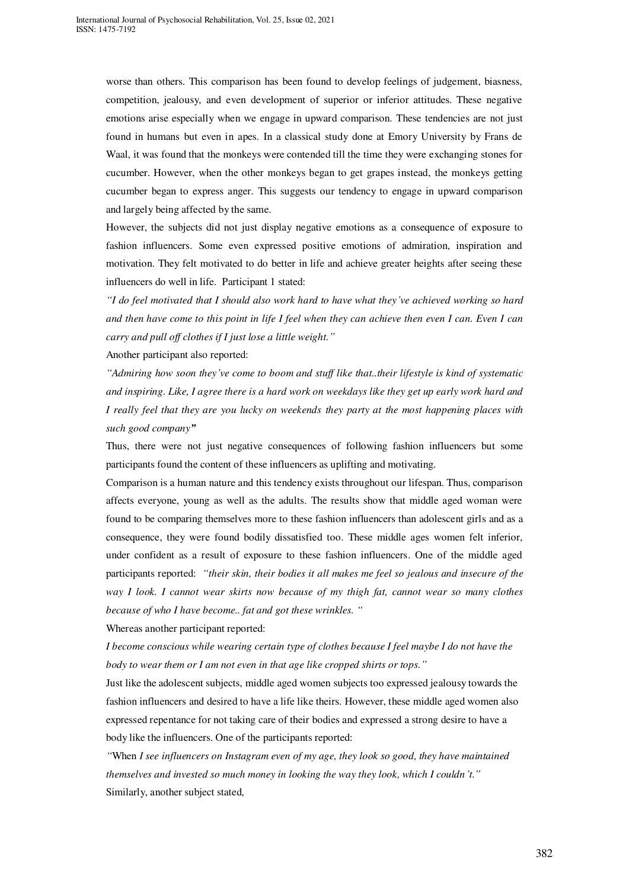worse than others. This comparison has been found to develop feelings of judgement, biasness, competition, jealousy, and even development of superior or inferior attitudes. These negative emotions arise especially when we engage in upward comparison. These tendencies are not just found in humans but even in apes. In a classical study done at Emory University by Frans de Waal, it was found that the monkeys were contended till the time they were exchanging stones for cucumber. However, when the other monkeys began to get grapes instead, the monkeys getting cucumber began to express anger. This suggests our tendency to engage in upward comparison and largely being affected by the same.

However, the subjects did not just display negative emotions as a consequence of exposure to fashion influencers. Some even expressed positive emotions of admiration, inspiration and motivation. They felt motivated to do better in life and achieve greater heights after seeing these influencers do well in life. Participant 1 stated:

*"I do feel motivated that I should also work hard to have what they've achieved working so hard and then have come to this point in life I feel when they can achieve then even I can. Even I can carry and pull off clothes if I just lose a little weight."*

Another participant also reported:

*"Admiring how soon they've come to boom and stuff like that..their lifestyle is kind of systematic and inspiring. Like, I agree there is a hard work on weekdays like they get up early work hard and I really feel that they are you lucky on weekends they party at the most happening places with such good company"*

Thus, there were not just negative consequences of following fashion influencers but some participants found the content of these influencers as uplifting and motivating.

Comparison is a human nature and this tendency exists throughout our lifespan. Thus, comparison affects everyone, young as well as the adults. The results show that middle aged woman were found to be comparing themselves more to these fashion influencers than adolescent girls and as a consequence, they were found bodily dissatisfied too. These middle ages women felt inferior, under confident as a result of exposure to these fashion influencers. One of the middle aged participants reported: *"their skin, their bodies it all makes me feel so jealous and insecure of the way I look. I cannot wear skirts now because of my thigh fat, cannot wear so many clothes because of who I have become.. fat and got these wrinkles. "*

Whereas another participant reported:

*I become conscious while wearing certain type of clothes because I feel maybe I do not have the body to wear them or I am not even in that age like cropped shirts or tops."*

Just like the adolescent subjects, middle aged women subjects too expressed jealousy towards the fashion influencers and desired to have a life like theirs. However, these middle aged women also expressed repentance for not taking care of their bodies and expressed a strong desire to have a body like the influencers. One of the participants reported:

*"When I see influencers on Instagram even of my age, they look so good, they have maintained themselves and invested so much money in looking the way they look, which I couldn't."*

Similarly, another subject stated,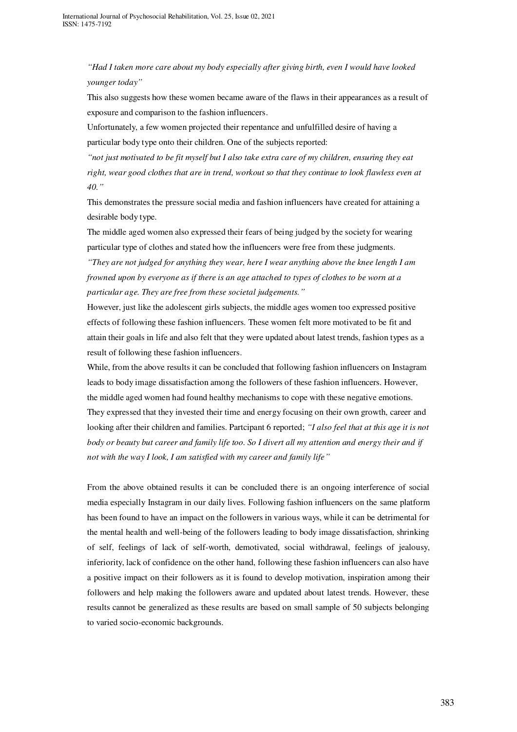*"Had I taken more care about my body especially after giving birth, even I would have looked younger today"*

This also suggests how these women became aware of the flaws in their appearances as a result of exposure and comparison to the fashion influencers.

Unfortunately, a few women projected their repentance and unfulfilled desire of having a particular body type onto their children. One of the subjects reported:

*"not just motivated to be fit myself but I also take extra care of my children, ensuring they eat right, wear good clothes that are in trend, workout so that they continue to look flawless even at 40."*

This demonstrates the pressure social media and fashion influencers have created for attaining a desirable body type.

The middle aged women also expressed their fears of being judged by the society for wearing particular type of clothes and stated how the influencers were free from these judgments.

*"They are not judged for anything they wear, here I wear anything above the knee length I am frowned upon by everyone as if there is an age attached to types of clothes to be worn at a particular age. They are free from these societal judgements."*

However, just like the adolescent girls subjects, the middle ages women too expressed positive effects of following these fashion influencers. These women felt more motivated to be fit and attain their goals in life and also felt that they were updated about latest trends, fashion types as a result of following these fashion influencers.

While, from the above results it can be concluded that following fashion influencers on Instagram leads to body image dissatisfaction among the followers of these fashion influencers. However, the middle aged women had found healthy mechanisms to cope with these negative emotions. They expressed that they invested their time and energy focusing on their own growth, career and looking after their children and families. Partcipant 6 reported; *"I also feel that at this age it is not body or beauty but career and family life too. So I divert all my attention and energy their and if not with the way I look, I am satisfied with my career and family life"*

From the above obtained results it can be concluded there is an ongoing interference of social media especially Instagram in our daily lives. Following fashion influencers on the same platform has been found to have an impact on the followers in various ways, while it can be detrimental for the mental health and well-being of the followers leading to body image dissatisfaction, shrinking of self, feelings of lack of self-worth, demotivated, social withdrawal, feelings of jealousy, inferiority, lack of confidence on the other hand, following these fashion influencers can also have a positive impact on their followers as it is found to develop motivation, inspiration among their followers and help making the followers aware and updated about latest trends. However, these results cannot be generalized as these results are based on small sample of 50 subjects belonging to varied socio-economic backgrounds.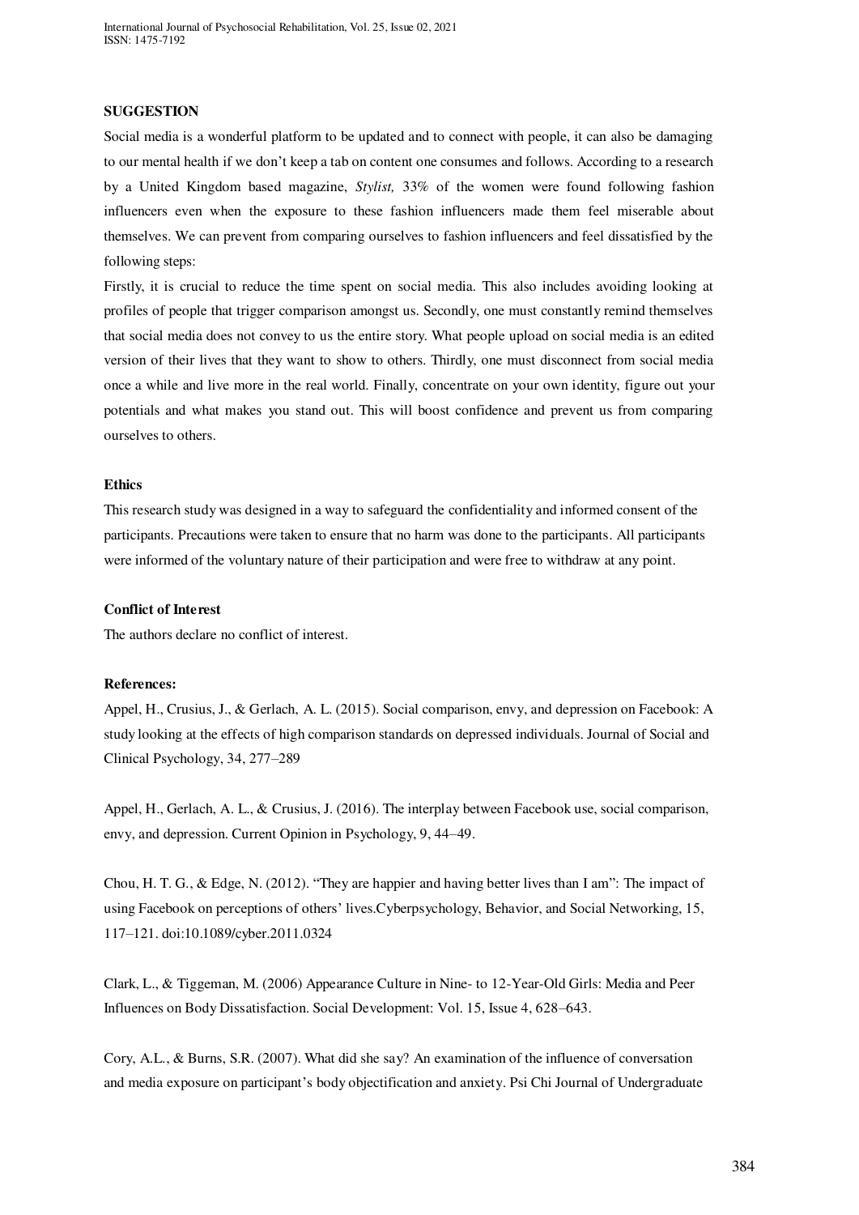**SUGGESTION**

Social media is a wonderful platform to be updated and to connect with people, it can also be damaging to our mental health if we don't keep a tab on content one consumes and follows. According to a research by a United Kingdom based magazine, *Stylist,* 33% of the women were found following fashion influencers even when the exposure to these fashion influencers made them feel miserable about themselves. We can prevent from comparing ourselves to fashion influencers and feel dissatisfied by the following steps:

Firstly, it is crucial to reduce the time spent on social media. This also includes avoiding looking at profiles of people that trigger comparison amongst us. Secondly, one must constantly remind themselves that social media does not convey to us the entire story. What people upload on social media is an edited version of their lives that they want to show to others. Thirdly, one must disconnect from social media once a while and live more in the real world. Finally, concentrate on your own identity, figure out your potentials and what makes you stand out. This will boost confidence and prevent us from comparing ourselves to others.

**Ethics**

This research study was designed in a way to safeguard the confidentiality and informed consent of the participants. Precautions were taken to ensure that no harm was done to the participants. All participants were informed of the voluntary nature of their participation and were free to withdraw at any point.

**Conflict of Interest**

The authors declare no conflict of interest.

**References:**

Appel, H., Crusius, J., & Gerlach, A. L. (2015). Social comparison, envy, and depression on Facebook: A study looking at the effects of high comparison standards on depressed individuals. Journal of Social and Clinical Psychology, 34, 277–289

Appel, H., Gerlach, A. L., & Crusius, J. (2016). The interplay between Facebook use, social comparison, envy, and depression. Current Opinion in Psychology, 9, 44–49.

Chou, H. T. G., & Edge, N. (2012). "They are happier and having better lives than I am": The impact of using Facebook on perceptions of others' lives.Cyberpsychology, Behavior, and Social Networking, 15, 117–121. doi:10.1089/cyber.2011.0324

Clark, L., & Tiggeman, M. (2006) Appearance Culture in Nine- to 12-Year-Old Girls: Media and Peer Influences on Body Dissatisfaction. Social Development: Vol. 15, Issue 4, 628–643.

Cory, A.L., & Burns, S.R. (2007). What did she say? An examination of the influence of conversation and media exposure on participant's body objectification and anxiety. Psi Chi Journal of Undergraduate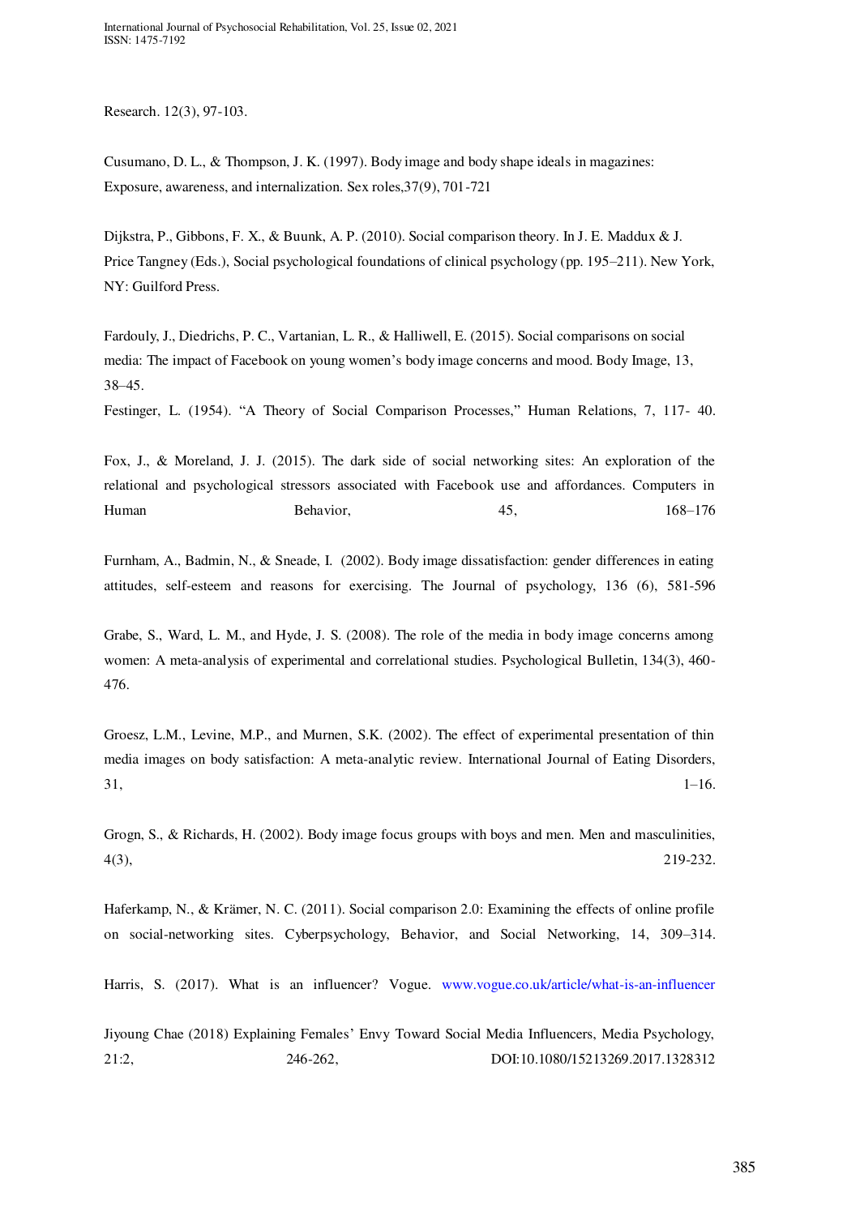Research. 12(3), 97-103.

Cusumano, D. L., & Thompson, J. K. (1997). Body image and body shape ideals in magazines: Exposure, awareness, and internalization. Sex roles,37(9), 701-721

Dijkstra, P., Gibbons, F. X., & Buunk, A. P. (2010). Social comparison theory. In J. E. Maddux & J. Price Tangney (Eds.), Social psychological foundations of clinical psychology (pp. 195–211). New York, NY: Guilford Press.

Fardouly, J., Diedrichs, P. C., Vartanian, L. R., & Halliwell, E. (2015). Social comparisons on social media: The impact of Facebook on young women's body image concerns and mood. Body Image, 13, 38–45.

Festinger, L. (1954). "A Theory of Social Comparison Processes," Human Relations, 7, 117- 40.

Fox, J., & Moreland, J. J. (2015). The dark side of social networking sites: An exploration of the relational and psychological stressors associated with Facebook use and affordances. Computers in Human Behavior, 45, 168–176

Furnham, A., Badmin, N., & Sneade, I. (2002). Body image dissatisfaction: gender differences in eating attitudes, self-esteem and reasons for exercising. The Journal of psychology, 136 (6), 581-596

Grabe, S., Ward, L. M., and Hyde, J. S. (2008). The role of the media in body image concerns among women: A meta-analysis of experimental and correlational studies. Psychological Bulletin, 134(3), 460-476.

Groesz, L.M., Levine, M.P., and Murnen, S.K. (2002). The effect of experimental presentation of thin media images on body satisfaction: A meta-analytic review. International Journal of Eating Disorders, 31, 1–16.

Grogn, S., & Richards, H. (2002). Body image focus groups with boys and men. Men and masculinities, 4(3), 219-232.

Haferkamp, N., & Krämer, N. C. (2011). Social comparison 2.0: Examining the effects of online profile on social-networking sites. Cyberpsychology, Behavior, and Social Networking, 14, 309–314.

Harris, S. (2017). What is an influencer? Vogue. www.vogue.co.uk/article/what-is-an-influencer

Jiyoung Chae (2018) Explaining Females' Envy Toward Social Media Influencers, Media Psychology, 21:2, 246-262, DOI:10.1080/15213269.2017.1328312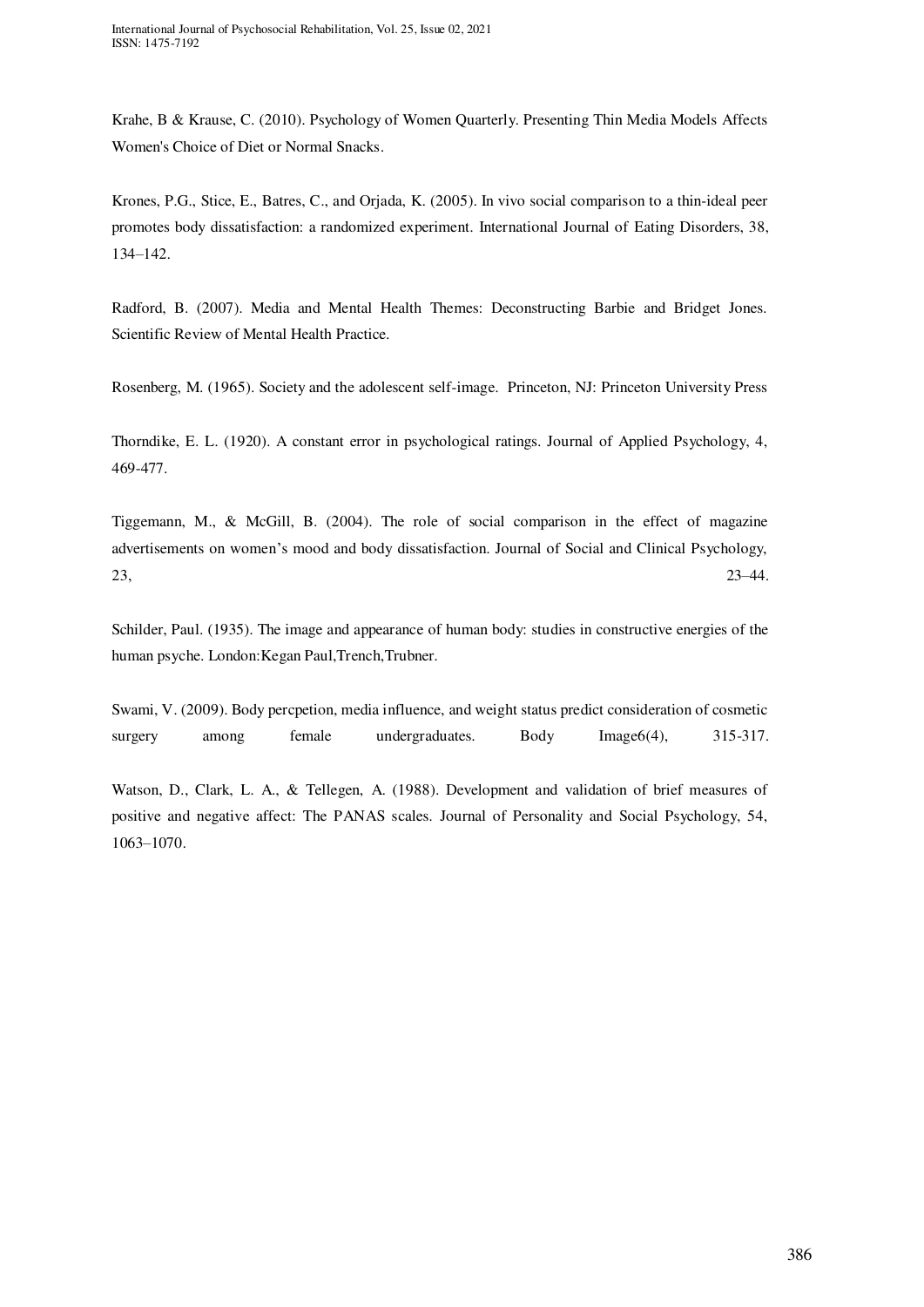Krahe, B & Krause, C. (2010). Psychology of Women Quarterly. Presenting Thin Media Models Affects Women's Choice of Diet or Normal Snacks.

Krones, P.G., Stice, E., Batres, C., and Orjada, K. (2005). In vivo social comparison to a thin-ideal peer promotes body dissatisfaction: a randomized experiment. International Journal of Eating Disorders, 38, 134–142.

Radford, B. (2007). Media and Mental Health Themes: Deconstructing Barbie and Bridget Jones. Scientific Review of Mental Health Practice.

Rosenberg, M. (1965). Society and the adolescent self-image. Princeton, NJ: Princeton University Press

Thorndike, E. L. (1920). A constant error in psychological ratings. Journal of Applied Psychology, 4, 469-477.

Tiggemann, M., & McGill, B. (2004). The role of social comparison in the effect of magazine advertisements on women's mood and body dissatisfaction. Journal of Social and Clinical Psychology, 23, 23–44.

Schilder, Paul. (1935). The image and appearance of human body: studies in constructive energies of the human psyche. London:Kegan Paul,Trench,Trubner.

Swami, V. (2009). Body percpetion, media influence, and weight status predict consideration of cosmetic surgery among female undergraduates. Body Image6(4), 315-317.

Watson, D., Clark, L. A., & Tellegen, A. (1988). Development and validation of brief measures of positive and negative affect: The PANAS scales. Journal of Personality and Social Psychology, 54, 1063–1070.